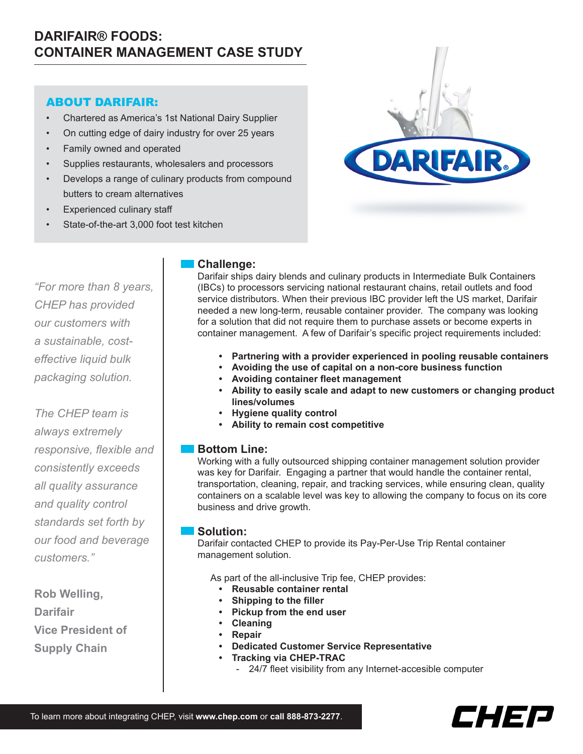# DARIFAIR® FOODS: CONTAINER MANAGEMENT CASE STUDY

## ABOUT DARIFAIR:

- Chartered as America's 1st National Dairy Supplier
- On cutting edge of dairy industry for over 25 years
- Family owned and operated
- Supplies restaurants, wholesalers and processors
- Develops a range of culinary products from compound butters to cream alternatives
- Experienced culinary staff
- State-of-the-art 3,000 foot test kitchen

*"For more than 8 years, CHEP has provided our customers with a sustainable, cost-effective liquid bulk packaging solution.*

*The CHEP team is always extremely responsive, flexible and consistently exceeds all quality assurance and quality control standards set forth by our food and beverage customers."*

**Rob Welling, Darifair Vice President of Supply Chain**

## Challenge:

Darifair ships dairy blends and culinary products in Intermediate Bulk Containers (IBCs) to processors servicing national restaurant chains, retail outlets and food service distributors. When their previous IBC provider left the US market, Darifair needed a new long-term, reusable container provider. The company was looking for a solution that did not require them to purchase assets or become experts in container management. A few of Darifair's specific project requirements included:

- **Partnering with a provider experienced in pooling reusable containers**
- **Avoiding the use of capital on a non-core business function**
- **Avoiding container fleet management**
- **Ability to easily scale and adapt to new customers or changing product lines/volumes**
- **Hygiene quality control**
- **Ability to remain cost competitive**

## Bottom Line:

Working with a fully outsourced shipping container management solution provider was key for Darifair. Engaging a partner that would handle the container rental, transportation, cleaning, repair, and tracking services, while ensuring clean, quality containers on a scalable level was key to allowing the company to focus on its core business and drive growth.

## Solution:

Darifair contacted CHEP to provide its Pay-Per-Use Trip Rental container management solution.

As part of the all-inclusive Trip fee, CHEP provides:

- **Reusable container rental**
- **Shipping to the filler**
- **Pickup from the end user**
- **Cleaning**
- **Repair**
- **Dedicated Customer Service Representative**
- **Tracking via CHEP-TRAC**
  - 24/7 fleet visibility from any Internet-accesible computer

To learn more about integrating CHEP, visit **www.chep.com** or **call 888-873-2277**.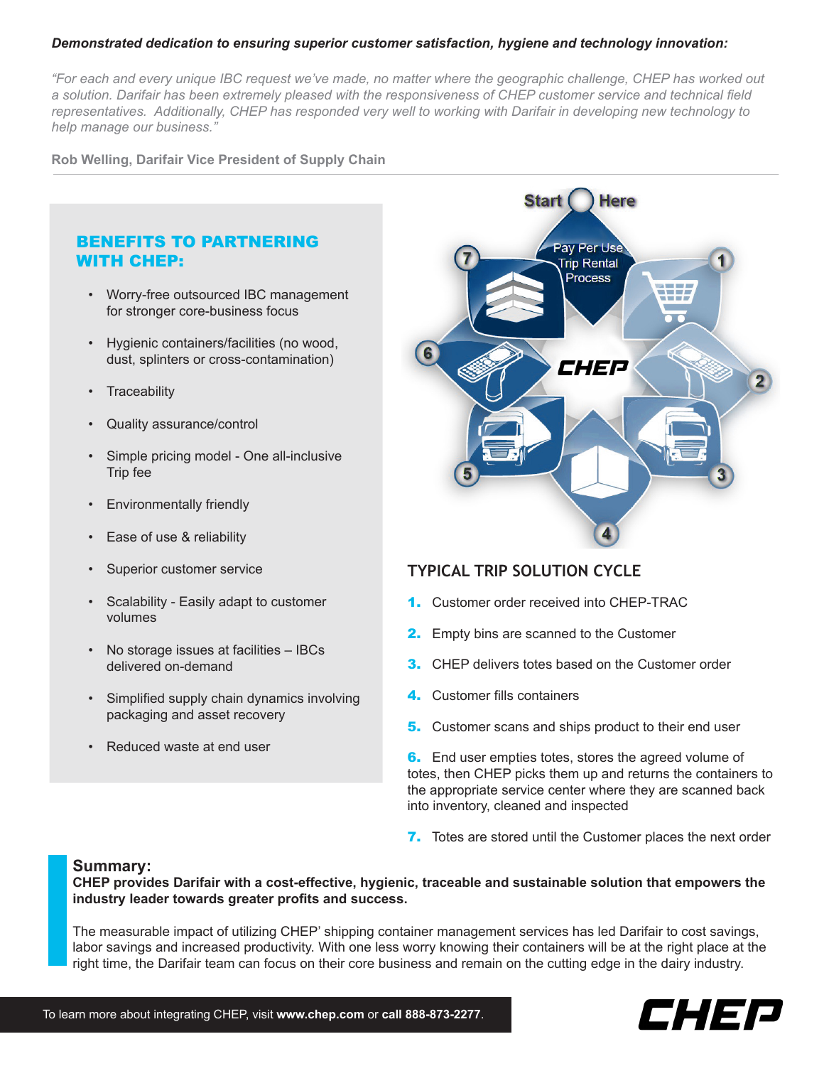***Demonstrated dedication to ensuring superior customer satisfaction, hygiene and technology innovation:***

*"For each and every unique IBC request we've made, no matter where the geographic challenge, CHEP has worked out a solution. Darifair has been extremely pleased with the responsiveness of CHEP customer service and technical field representatives. Additionally, CHEP has responded very well to working with Darifair in developing new technology to help manage our business."*

**Rob Welling, Darifair Vice President of Supply Chain**

## BENEFITS TO PARTNERING WITH CHEP:

- Worry-free outsourced IBC management for stronger core-business focus
- Hygienic containers/facilities (no wood, dust, splinters or cross-contamination)
- Traceability
- Quality assurance/control
- Simple pricing model - One all-inclusive Trip fee
- Environmentally friendly
- Ease of use & reliability
- Superior customer service
- Scalability - Easily adapt to customer volumes
- No storage issues at facilities – IBCs delivered on-demand
- Simplified supply chain dynamics involving packaging and asset recovery
- Reduced waste at end user

Start Here

Pay Per Use Trip Rental Process

CHEP

1 2 3 4 5 6 7

## TYPICAL TRIP SOLUTION CYCLE

1. Customer order received into CHEP-TRAC
2. Empty bins are scanned to the Customer
3. CHEP delivers totes based on the Customer order
4. Customer fills containers
5. Customer scans and ships product to their end user
6. End user empties totes, stores the agreed volume of totes, then CHEP picks them up and returns the containers to the appropriate service center where they are scanned back into inventory, cleaned and inspected
7. Totes are stored until the Customer places the next order

## Summary:

**CHEP provides Darifair with a cost-effective, hygienic, traceable and sustainable solution that empowers the industry leader towards greater profits and success.**

The measurable impact of utilizing CHEP' shipping container management services has led Darifair to cost savings, labor savings and increased productivity. With one less worry knowing their containers will be at the right place at the right time, the Darifair team can focus on their core business and remain on the cutting edge in the dairy industry.

To learn more about integrating CHEP, visit **www.chep.com** or **call 888-873-2277**.

CHEP